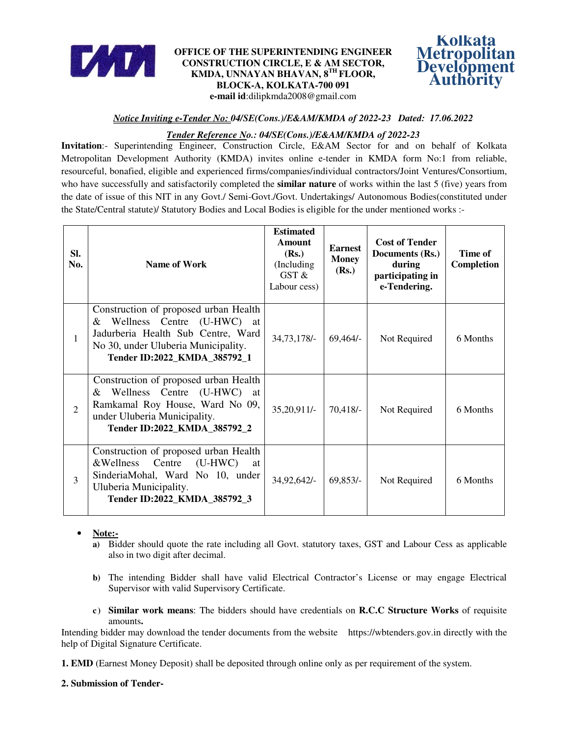**OFFICE OF THE SUPERINTENDING ENGINEER**
**CONSTRUCTION CIRCLE, E & AM SECTOR,**
**KMDA, UNNAYAN BHAVAN, 8TH FLOOR,**
**BLOCK-A, KOLKATA-700 091**
**e-mail id**:dilipkmda2008@gmail.com

**Kolkata Metropolitan Development Authority**

***Notice Inviting e-Tender No: 04/SE(Cons.)/E&AM/KMDA of 2022-23 Dated: 17.06.2022***

***Tender Reference No.: 04/SE(Cons.)/E&AM/KMDA of 2022-23***

**Invitation**:- Superintending Engineer, Construction Circle, E&AM Sector for and on behalf of Kolkata Metropolitan Development Authority (KMDA) invites online e-tender in KMDA form No:1 from reliable, resourceful, bonafied, eligible and experienced firms/companies/individual contractors/Joint Ventures/Consortium, who have successfully and satisfactorily completed the **similar nature** of works within the last 5 (five) years from the date of issue of this NIT in any Govt./ Semi-Govt./Govt. Undertakings/ Autonomous Bodies(constituted under the State/Central statute)/ Statutory Bodies and Local Bodies is eligible for the under mentioned works :-

| Sl. No. | Name of Work | Estimated Amount (Rs.) (Including GST & Labour cess) | Earnest Money (Rs.) | Cost of Tender Documents (Rs.) during participating in e-Tendering. | Time of Completion |
|---|---|---|---|---|---|
| 1 | Construction of proposed urban Health & Wellness Centre (U-HWC) at Jadurberia Health Sub Centre, Ward No 30, under Uluberia Municipality. **Tender ID:2022_KMDA_385792_1** | 34,73,178/- | 69,464/- | Not Required | 6 Months |
| 2 | Construction of proposed urban Health & Wellness Centre (U-HWC) at Ramkamal Roy House, Ward No 09, under Uluberia Municipality. **Tender ID:2022_KMDA_385792_2** | 35,20,911/- | 70,418/- | Not Required | 6 Months |
| 3 | Construction of proposed urban Health &Wellness Centre (U-HWC) at SinderiaMohal, Ward No 10, under Uluberia Municipality. **Tender ID:2022_KMDA_385792_3** | 34,92,642/- | 69,853/- | Not Required | 6 Months |

- **Note:-**
  - **a)** Bidder should quote the rate including all Govt. statutory taxes, GST and Labour Cess as applicable also in two digit after decimal.
  - **b)** The intending Bidder shall have valid Electrical Contractor's License or may engage Electrical Supervisor with valid Supervisory Certificate.
  - **c)** **Similar work means**: The bidders should have credentials on **R.C.C Structure Works** of requisite amounts**.**

Intending bidder may download the tender documents from the website https://wbtenders.gov.in directly with the help of Digital Signature Certificate.

**1. EMD** (Earnest Money Deposit) shall be deposited through online only as per requirement of the system.

**2. Submission of Tender-**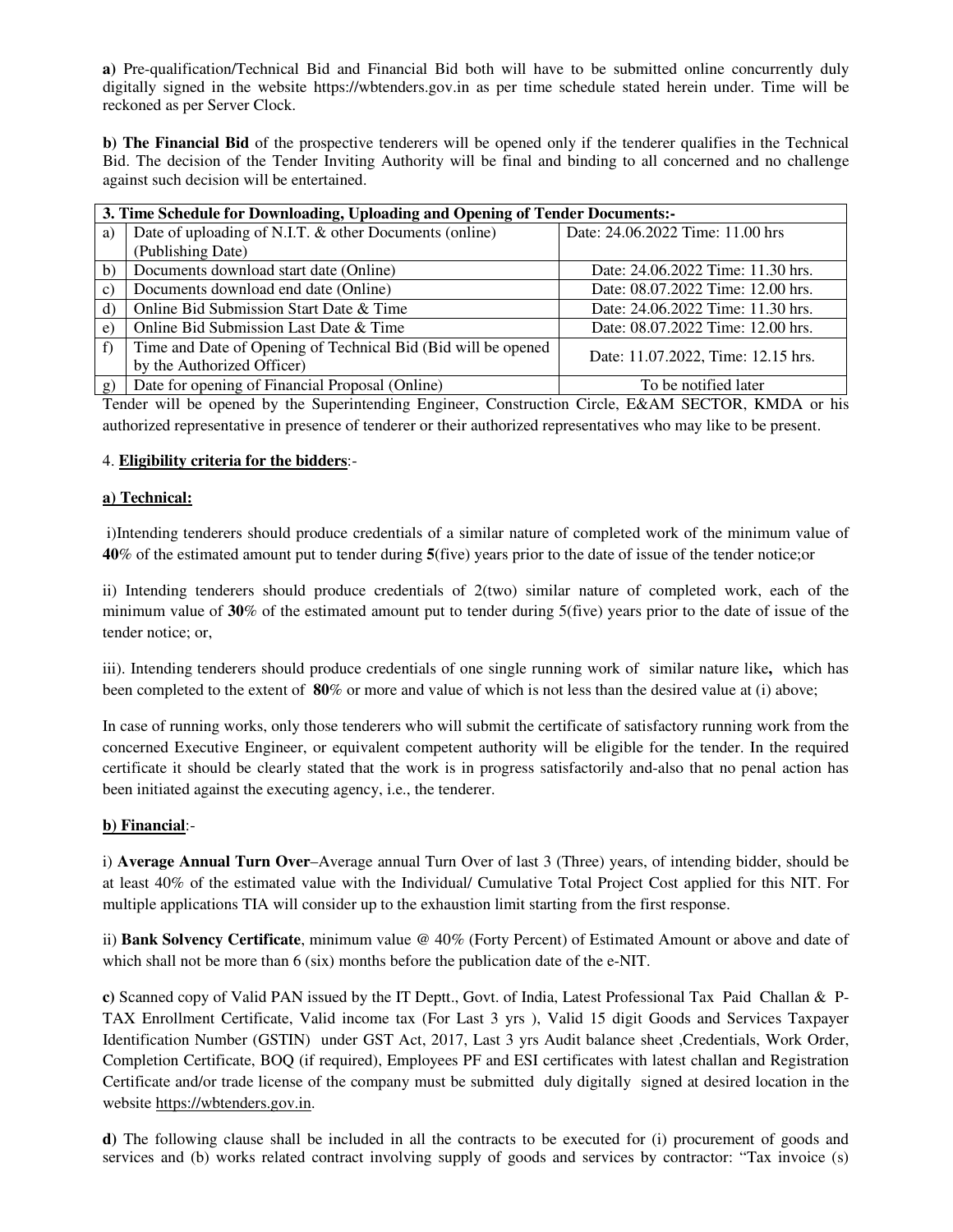**a)** Pre-qualification/Technical Bid and Financial Bid both will have to be submitted online concurrently duly digitally signed in the website https://wbtenders.gov.in as per time schedule stated herein under. Time will be reckoned as per Server Clock.

**b) The Financial Bid** of the prospective tenderers will be opened only if the tenderer qualifies in the Technical Bid. The decision of the Tender Inviting Authority will be final and binding to all concerned and no challenge against such decision will be entertained.

| **3. Time Schedule for Downloading, Uploading and Opening of Tender Documents:-** | | |
|---|---|---|
| a) | Date of uploading of N.I.T. & other Documents (online) (Publishing Date) | Date: 24.06.2022 Time: 11.00 hrs |
| b) | Documents download start date (Online) | Date: 24.06.2022 Time: 11.30 hrs. |
| c) | Documents download end date (Online) | Date: 08.07.2022 Time: 12.00 hrs. |
| d) | Online Bid Submission Start Date & Time | Date: 24.06.2022 Time: 11.30 hrs. |
| e) | Online Bid Submission Last Date & Time | Date: 08.07.2022 Time: 12.00 hrs. |
| f) | Time and Date of Opening of Technical Bid (Bid will be opened by the Authorized Officer) | Date: 11.07.2022, Time: 12.15 hrs. |
| g) | Date for opening of Financial Proposal (Online) | To be notified later |

Tender will be opened by the Superintending Engineer, Construction Circle, E&AM SECTOR, KMDA or his authorized representative in presence of tenderer or their authorized representatives who may like to be present.

4. **Eligibility criteria for the bidders**:-

**a) Technical:**

i)Intending tenderers should produce credentials of a similar nature of completed work of the minimum value of **40**% of the estimated amount put to tender during **5**(five) years prior to the date of issue of the tender notice;or

ii) Intending tenderers should produce credentials of 2(two) similar nature of completed work, each of the minimum value of **30**% of the estimated amount put to tender during 5(five) years prior to the date of issue of the tender notice; or,

iii). Intending tenderers should produce credentials of one single running work of similar nature like**,** which has been completed to the extent of **80**% or more and value of which is not less than the desired value at (i) above;

In case of running works, only those tenderers who will submit the certificate of satisfactory running work from the concerned Executive Engineer, or equivalent competent authority will be eligible for the tender. In the required certificate it should be clearly stated that the work is in progress satisfactorily and-also that no penal action has been initiated against the executing agency, i.e., the tenderer.

**b) Financial**:-

i) **Average Annual Turn Over**–Average annual Turn Over of last 3 (Three) years, of intending bidder, should be at least 40% of the estimated value with the Individual/ Cumulative Total Project Cost applied for this NIT. For multiple applications TIA will consider up to the exhaustion limit starting from the first response.

ii) **Bank Solvency Certificate**, minimum value @ 40% (Forty Percent) of Estimated Amount or above and date of which shall not be more than 6 (six) months before the publication date of the e-NIT.

**c)** Scanned copy of Valid PAN issued by the IT Deptt., Govt. of India, Latest Professional Tax Paid Challan & P-TAX Enrollment Certificate, Valid income tax (For Last 3 yrs ), Valid 15 digit Goods and Services Taxpayer Identification Number (GSTIN) under GST Act, 2017, Last 3 yrs Audit balance sheet ,Credentials, Work Order, Completion Certificate, BOQ (if required), Employees PF and ESI certificates with latest challan and Registration Certificate and/or trade license of the company must be submitted duly digitally signed at desired location in the website https://wbtenders.gov.in.

**d)** The following clause shall be included in all the contracts to be executed for (i) procurement of goods and services and (b) works related contract involving supply of goods and services by contractor: "Tax invoice (s)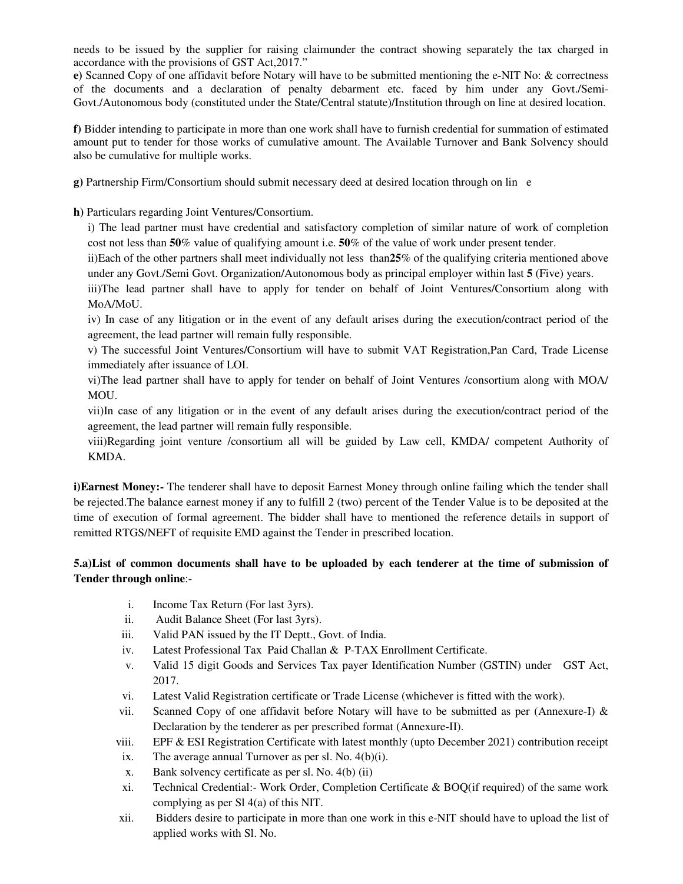needs to be issued by the supplier for raising claimunder the contract showing separately the tax charged in accordance with the provisions of GST Act,2017."

**e)** Scanned Copy of one affidavit before Notary will have to be submitted mentioning the e-NIT No: & correctness of the documents and a declaration of penalty debarment etc. faced by him under any Govt./Semi-Govt./Autonomous body (constituted under the State/Central statute)/Institution through on line at desired location.

**f)** Bidder intending to participate in more than one work shall have to furnish credential for summation of estimated amount put to tender for those works of cumulative amount. The Available Turnover and Bank Solvency should also be cumulative for multiple works.

**g)** Partnership Firm/Consortium should submit necessary deed at desired location through on lin e

**h)** Particulars regarding Joint Ventures/Consortium.

i) The lead partner must have credential and satisfactory completion of similar nature of work of completion cost not less than **50**% value of qualifying amount i.e. **50**% of the value of work under present tender.

ii)Each of the other partners shall meet individually not less than**25**% of the qualifying criteria mentioned above under any Govt./Semi Govt. Organization/Autonomous body as principal employer within last **5** (Five) years.

iii)The lead partner shall have to apply for tender on behalf of Joint Ventures/Consortium along with MoA/MoU.

iv) In case of any litigation or in the event of any default arises during the execution/contract period of the agreement, the lead partner will remain fully responsible.

v) The successful Joint Ventures/Consortium will have to submit VAT Registration,Pan Card, Trade License immediately after issuance of LOI.

vi)The lead partner shall have to apply for tender on behalf of Joint Ventures /consortium along with MOA/ MOU.

vii)In case of any litigation or in the event of any default arises during the execution/contract period of the agreement, the lead partner will remain fully responsible.

viii)Regarding joint venture /consortium all will be guided by Law cell, KMDA/ competent Authority of KMDA.

**i)Earnest Money:-** The tenderer shall have to deposit Earnest Money through online failing which the tender shall be rejected.The balance earnest money if any to fulfill 2 (two) percent of the Tender Value is to be deposited at the time of execution of formal agreement. The bidder shall have to mentioned the reference details in support of remitted RTGS/NEFT of requisite EMD against the Tender in prescribed location.

**5.a)List of common documents shall have to be uploaded by each tenderer at the time of submission of Tender through online**:-

i. Income Tax Return (For last 3yrs).
ii. Audit Balance Sheet (For last 3yrs).
iii. Valid PAN issued by the IT Deptt., Govt. of India.
iv. Latest Professional Tax Paid Challan & P-TAX Enrollment Certificate.
v. Valid 15 digit Goods and Services Tax payer Identification Number (GSTIN) under GST Act, 2017.
vi. Latest Valid Registration certificate or Trade License (whichever is fitted with the work).
vii. Scanned Copy of one affidavit before Notary will have to be submitted as per (Annexure-I) & Declaration by the tenderer as per prescribed format (Annexure-II).
viii. EPF & ESI Registration Certificate with latest monthly (upto December 2021) contribution receipt
ix. The average annual Turnover as per sl. No. 4(b)(i).
x. Bank solvency certificate as per sl. No. 4(b) (ii)
xi. Technical Credential:- Work Order, Completion Certificate & BOQ(if required) of the same work complying as per Sl 4(a) of this NIT.
xii. Bidders desire to participate in more than one work in this e-NIT should have to upload the list of applied works with Sl. No.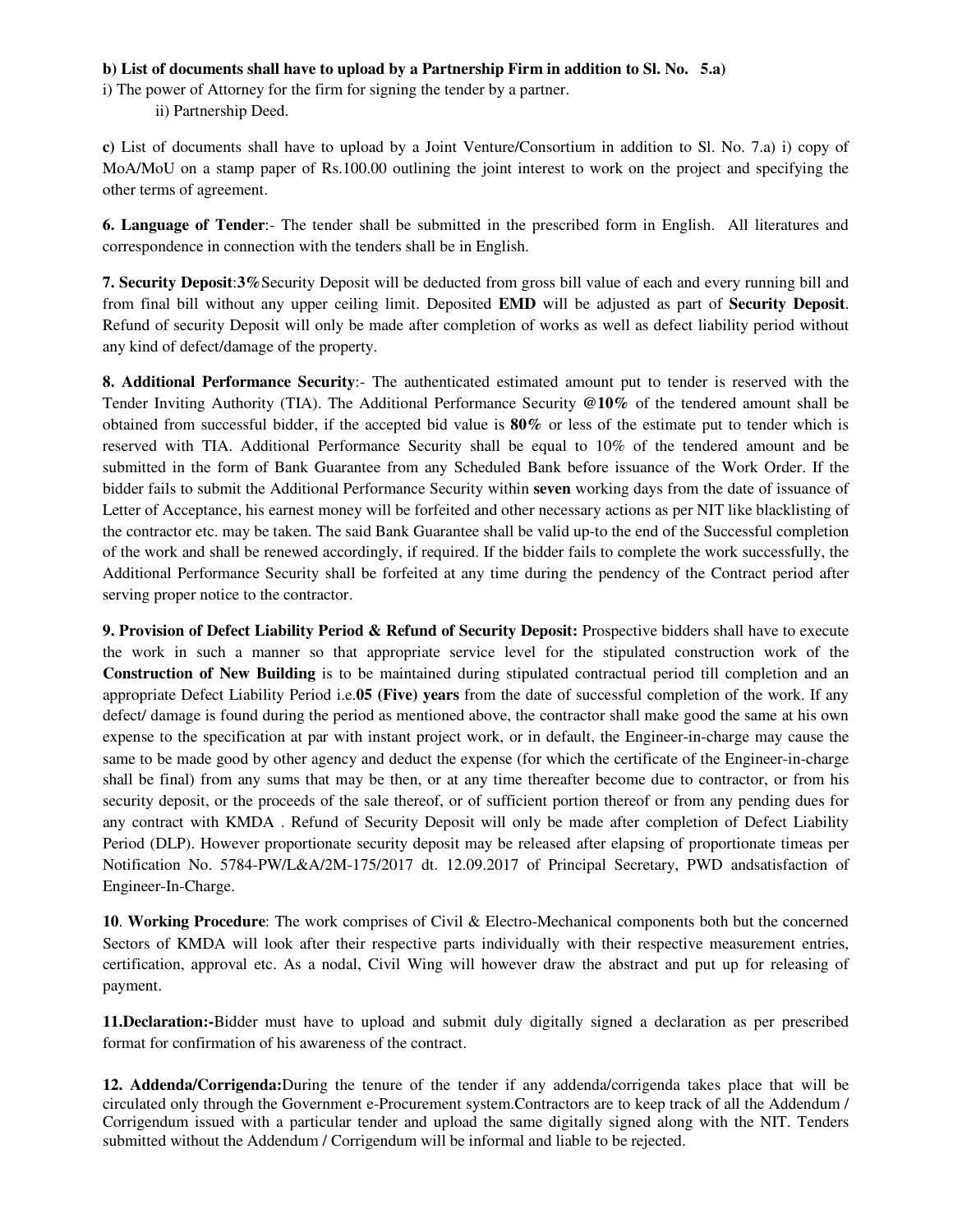**b) List of documents shall have to upload by a Partnership Firm in addition to Sl. No. 5.a)**

i) The power of Attorney for the firm for signing the tender by a partner.

ii) Partnership Deed.

**c)** List of documents shall have to upload by a Joint Venture/Consortium in addition to Sl. No. 7.a) i) copy of MoA/MoU on a stamp paper of Rs.100.00 outlining the joint interest to work on the project and specifying the other terms of agreement.

**6. Language of Tender**:- The tender shall be submitted in the prescribed form in English. All literatures and correspondence in connection with the tenders shall be in English.

**7. Security Deposit**:**3%**Security Deposit will be deducted from gross bill value of each and every running bill and from final bill without any upper ceiling limit. Deposited **EMD** will be adjusted as part of **Security Deposit**. Refund of security Deposit will only be made after completion of works as well as defect liability period without any kind of defect/damage of the property.

**8. Additional Performance Security**:- The authenticated estimated amount put to tender is reserved with the Tender Inviting Authority (TIA). The Additional Performance Security **@10%** of the tendered amount shall be obtained from successful bidder, if the accepted bid value is **80%** or less of the estimate put to tender which is reserved with TIA. Additional Performance Security shall be equal to 10% of the tendered amount and be submitted in the form of Bank Guarantee from any Scheduled Bank before issuance of the Work Order. If the bidder fails to submit the Additional Performance Security within **seven** working days from the date of issuance of Letter of Acceptance, his earnest money will be forfeited and other necessary actions as per NIT like blacklisting of the contractor etc. may be taken. The said Bank Guarantee shall be valid up-to the end of the Successful completion of the work and shall be renewed accordingly, if required. If the bidder fails to complete the work successfully, the Additional Performance Security shall be forfeited at any time during the pendency of the Contract period after serving proper notice to the contractor.

**9. Provision of Defect Liability Period & Refund of Security Deposit:** Prospective bidders shall have to execute the work in such a manner so that appropriate service level for the stipulated construction work of the **Construction of New Building** is to be maintained during stipulated contractual period till completion and an appropriate Defect Liability Period i.e.**05 (Five) years** from the date of successful completion of the work. If any defect/ damage is found during the period as mentioned above, the contractor shall make good the same at his own expense to the specification at par with instant project work, or in default, the Engineer-in-charge may cause the same to be made good by other agency and deduct the expense (for which the certificate of the Engineer-in-charge shall be final) from any sums that may be then, or at any time thereafter become due to contractor, or from his security deposit, or the proceeds of the sale thereof, or of sufficient portion thereof or from any pending dues for any contract with KMDA . Refund of Security Deposit will only be made after completion of Defect Liability Period (DLP). However proportionate security deposit may be released after elapsing of proportionate timeas per Notification No. 5784-PW/L&A/2M-175/2017 dt. 12.09.2017 of Principal Secretary, PWD andsatisfaction of Engineer-In-Charge.

**10**. **Working Procedure**: The work comprises of Civil & Electro-Mechanical components both but the concerned Sectors of KMDA will look after their respective parts individually with their respective measurement entries, certification, approval etc. As a nodal, Civil Wing will however draw the abstract and put up for releasing of payment.

**11.Declaration:-**Bidder must have to upload and submit duly digitally signed a declaration as per prescribed format for confirmation of his awareness of the contract.

**12. Addenda/Corrigenda:**During the tenure of the tender if any addenda/corrigenda takes place that will be circulated only through the Government e-Procurement system.Contractors are to keep track of all the Addendum / Corrigendum issued with a particular tender and upload the same digitally signed along with the NIT. Tenders submitted without the Addendum / Corrigendum will be informal and liable to be rejected.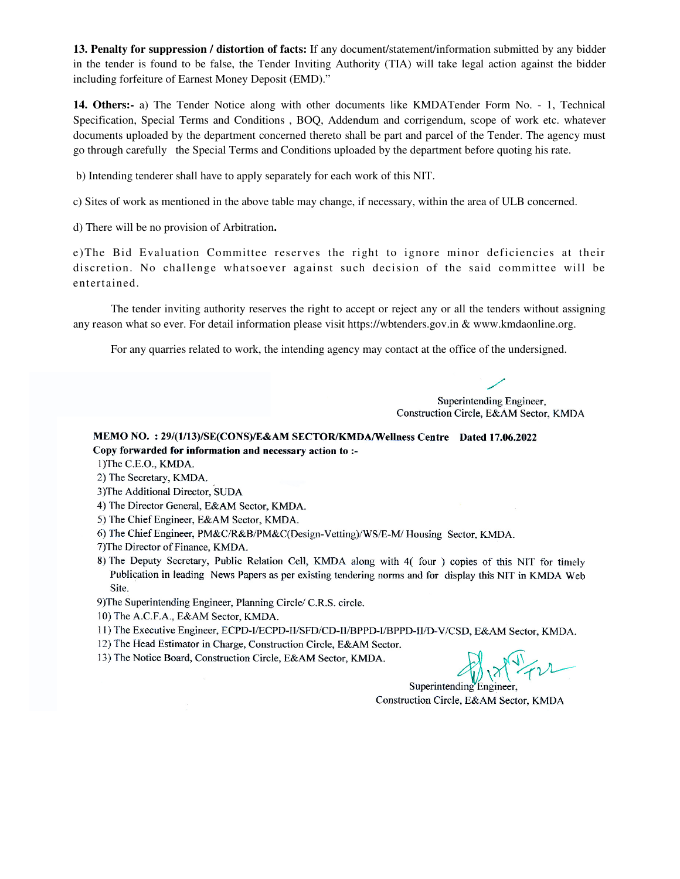**13. Penalty for suppression / distortion of facts:** If any document/statement/information submitted by any bidder in the tender is found to be false, the Tender Inviting Authority (TIA) will take legal action against the bidder including forfeiture of Earnest Money Deposit (EMD)."

**14. Others:-** a) The Tender Notice along with other documents like KMDATender Form No. - 1, Technical Specification, Special Terms and Conditions , BOQ, Addendum and corrigendum, scope of work etc. whatever documents uploaded by the department concerned thereto shall be part and parcel of the Tender. The agency must go through carefully the Special Terms and Conditions uploaded by the department before quoting his rate.

b) Intending tenderer shall have to apply separately for each work of this NIT.

c) Sites of work as mentioned in the above table may change, if necessary, within the area of ULB concerned.

d) There will be no provision of Arbitration.

e)The Bid Evaluation Committee reserves the right to ignore minor deficiencies at their discretion. No challenge whatsoever against such decision of the said committee will be entertained.

The tender inviting authority reserves the right to accept or reject any or all the tenders without assigning any reason what so ever. For detail information please visit https://wbtenders.gov.in & www.kmdaonline.org.

For any quarries related to work, the intending agency may contact at the office of the undersigned.

Superintending Engineer,
Construction Circle, E&AM Sector, KMDA

**MEMO NO. : 29/(1/13)/SE(CONS)/E&AM SECTOR/KMDA/Wellness Centre Dated 17.06.2022**
**Copy forwarded for information and necessary action to :-**

1)The C.E.O., KMDA.
2) The Secretary, KMDA.
3)The Additional Director, SUDA
4) The Director General, E&AM Sector, KMDA.
5) The Chief Engineer, E&AM Sector, KMDA.
6) The Chief Engineer, PM&C/R&B/PM&C(Design-Vetting)/WS/E-M/ Housing Sector, KMDA.
7)The Director of Finance, KMDA.
8) The Deputy Secretary, Public Relation Cell, KMDA along with 4( four ) copies of this NIT for timely Publication in leading News Papers as per existing tendering norms and for display this NIT in KMDA Web Site.
9)The Superintending Engineer, Planning Circle/ C.R.S. circle.
10) The A.C.F.A., E&AM Sector, KMDA.
11) The Executive Engineer, ECPD-I/ECPD-II/SFD/CD-II/BPPD-I/BPPD-II/D-V/CSD, E&AM Sector, KMDA.
12) The Head Estimator in Charge, Construction Circle, E&AM Sector.
13) The Notice Board, Construction Circle, E&AM Sector, KMDA.

Superintending Engineer,
Construction Circle, E&AM Sector, KMDA